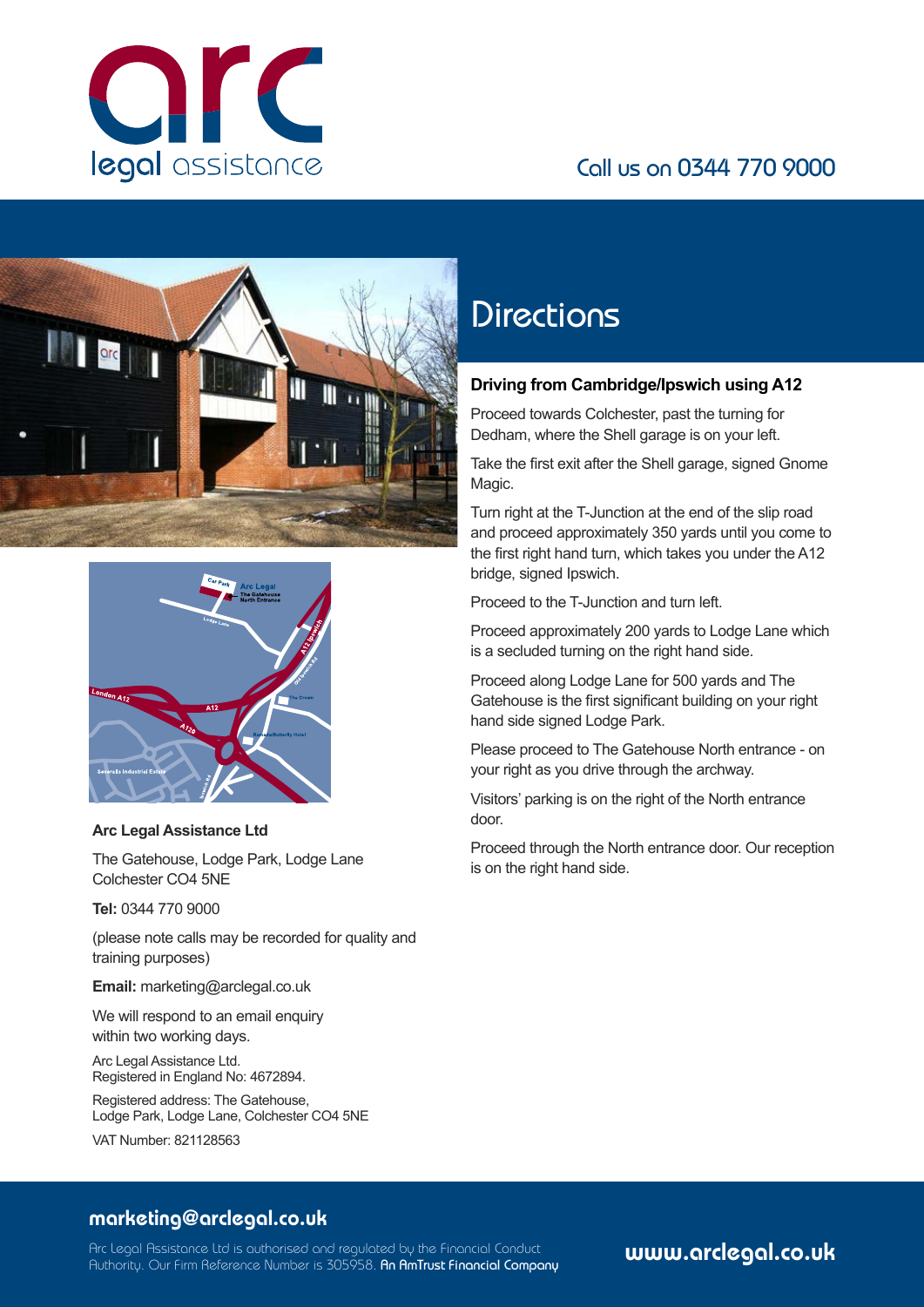arc legal assistance

Call us on 0344 770 9000

# Directions

### Driving from Cambridge/Ipswich using A12

Proceed towards Colchester, past the turning for Dedham, where the Shell garage is on your left.

Take the first exit after the Shell garage, signed Gnome Magic.

Turn right at the T-Junction at the end of the slip road and proceed approximately 350 yards until you come to the first right hand turn, which takes you under the A12 bridge, signed Ipswich.

Proceed to the T-Junction and turn left.

Proceed approximately 200 yards to Lodge Lane which is a secluded turning on the right hand side.

Proceed along Lodge Lane for 500 yards and The Gatehouse is the first significant building on your right hand side signed Lodge Park.

Please proceed to The Gatehouse North entrance - on your right as you drive through the archway.

Visitors' parking is on the right of the North entrance door.

Proceed through the North entrance door. Our reception is on the right hand side.

**Arc Legal Assistance Ltd**

The Gatehouse, Lodge Park, Lodge Lane
Colchester CO4 5NE

**Tel:** 0344 770 9000

(please note calls may be recorded for quality and training purposes)

**Email:** marketing@arclegal.co.uk

We will respond to an email enquiry within two working days.

Arc Legal Assistance Ltd.
Registered in England No: 4672894.

Registered address: The Gatehouse,
Lodge Park, Lodge Lane, Colchester CO4 5NE

VAT Number: 821128563

**marketing@arclegal.co.uk**

Arc Legal Assistance Ltd is authorised and regulated by the Financial Conduct Authority. Our Firm Reference Number is 305958. **An AmTrust Financial Company**

**www.arclegal.co.uk**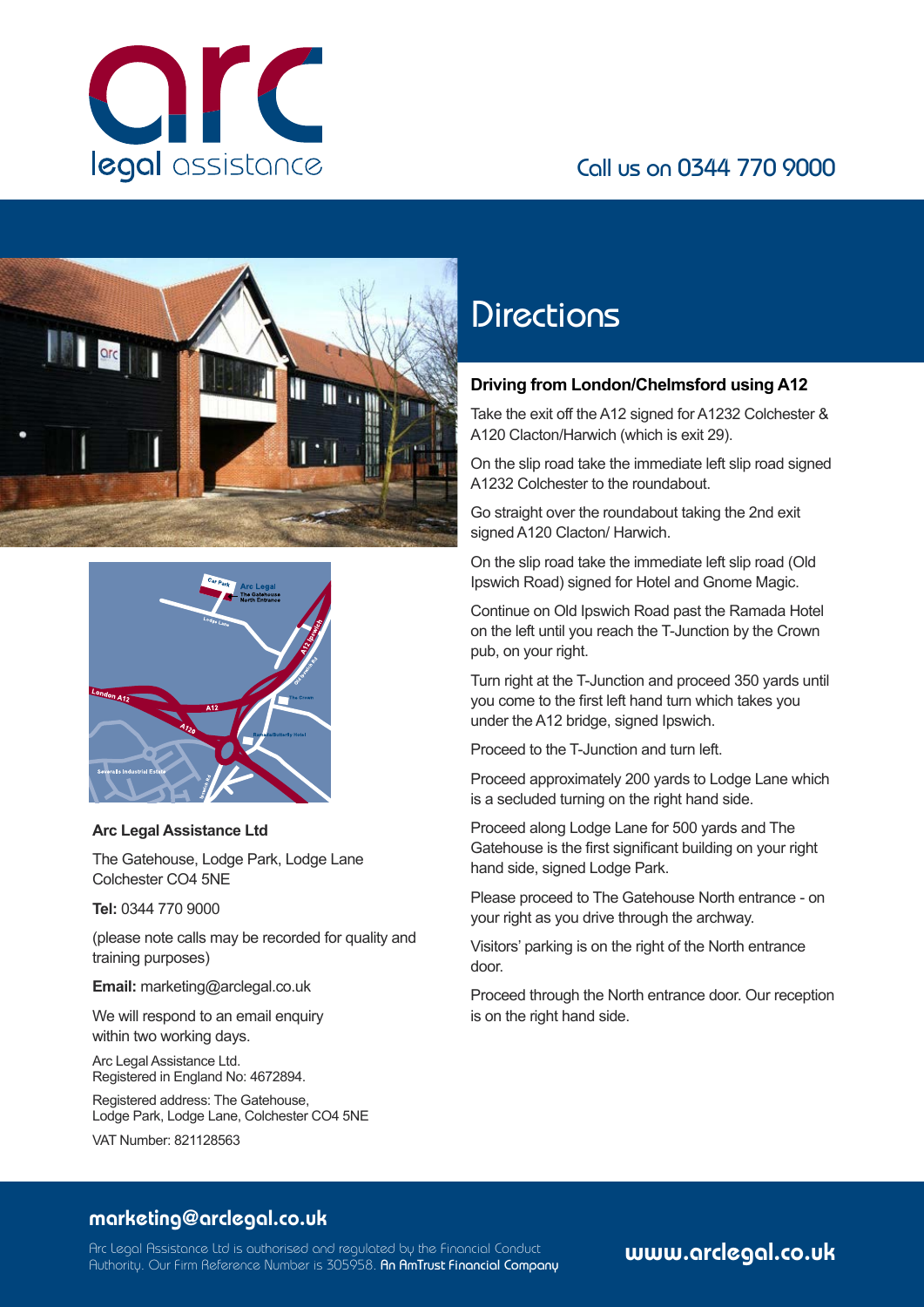# arc legal assistance

Call us on 0344 770 9000

## Directions

### Driving from London/Chelmsford using A12

Take the exit off the A12 signed for A1232 Colchester & A120 Clacton/Harwich (which is exit 29).

On the slip road take the immediate left slip road signed A1232 Colchester to the roundabout.

Go straight over the roundabout taking the 2nd exit signed A120 Clacton/ Harwich.

On the slip road take the immediate left slip road (Old Ipswich Road) signed for Hotel and Gnome Magic.

Continue on Old Ipswich Road past the Ramada Hotel on the left until you reach the T-Junction by the Crown pub, on your right.

Turn right at the T-Junction and proceed 350 yards until you come to the first left hand turn which takes you under the A12 bridge, signed Ipswich.

Proceed to the T-Junction and turn left.

Proceed approximately 200 yards to Lodge Lane which is a secluded turning on the right hand side.

Proceed along Lodge Lane for 500 yards and The Gatehouse is the first significant building on your right hand side, signed Lodge Park.

Please proceed to The Gatehouse North entrance - on your right as you drive through the archway.

Visitors' parking is on the right of the North entrance door.

Proceed through the North entrance door. Our reception is on the right hand side.

Car Park
Arc Legal
The Gatehouse
North Entrance
Lodge Lane
A12 Ipswich
Old Ipswich Rd
The Crown
London A12
A12
A120
Ramada/Butterfly Hotel
Severalls Industrial Estate
Ipswich Rd

**Arc Legal Assistance Ltd**

The Gatehouse, Lodge Park, Lodge Lane
Colchester CO4 5NE

**Tel:** 0344 770 9000

(please note calls may be recorded for quality and training purposes)

**Email:** marketing@arclegal.co.uk

We will respond to an email enquiry within two working days.

Arc Legal Assistance Ltd.
Registered in England No: 4672894.

Registered address: The Gatehouse,
Lodge Park, Lodge Lane, Colchester CO4 5NE

VAT Number: 821128563

**marketing@arclegal.co.uk**

Arc Legal Assistance Ltd is authorised and regulated by the Financial Conduct Authority. Our Firm Reference Number is 305958. **An AmTrust Financial Company**

**www.arclegal.co.uk**